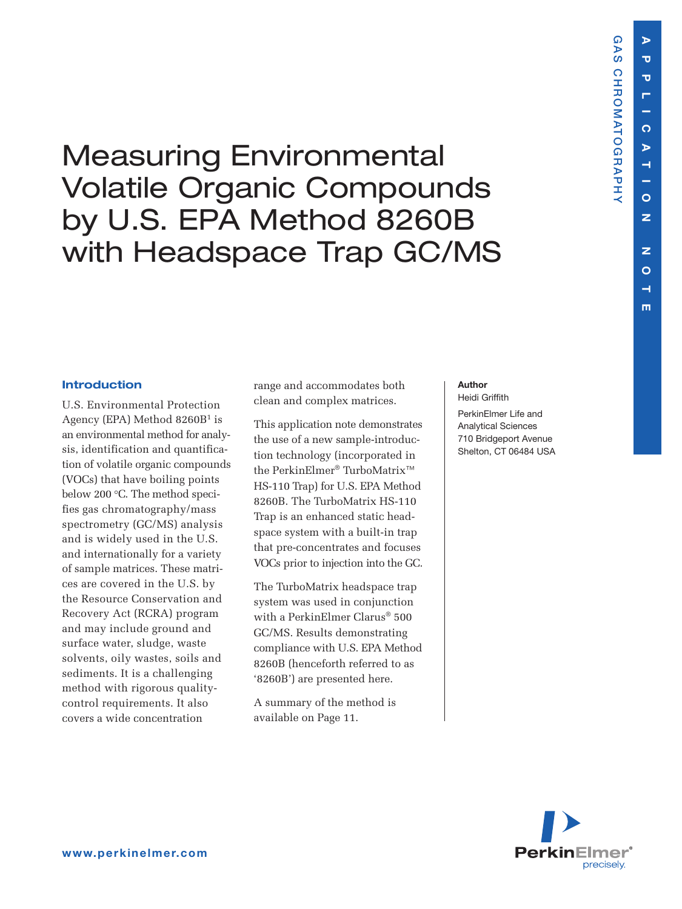# Measuring Environmental Volatile Organic Compounds by U.S. EPA Method 8260B with Headspace Trap GC/MS

**Author**

Heidi Griffith

PerkinElmer Life and Analytical Sciences
710 Bridgeport Avenue
Shelton, CT 06484 USA

## Introduction

U.S. Environmental Protection Agency (EPA) Method 8260B[1] is an environmental method for analysis, identification and quantification of volatile organic compounds (VOCs) that have boiling points below 200 °C. The method specifies gas chromatography/mass spectrometry (GC/MS) analysis and is widely used in the U.S. and internationally for a variety of sample matrices. These matrices are covered in the U.S. by the Resource Conservation and Recovery Act (RCRA) program and may include ground and surface water, sludge, waste solvents, oily wastes, soils and sediments. It is a challenging method with rigorous quality-control requirements. It also covers a wide concentration range and accommodates both clean and complex matrices.

This application note demonstrates the use of a new sample-introduction technology (incorporated in the PerkinElmer® TurboMatrix™ HS-110 Trap) for U.S. EPA Method 8260B. The TurboMatrix HS-110 Trap is an enhanced static headspace system with a built-in trap that pre-concentrates and focuses VOCs prior to injection into the GC.

The TurboMatrix headspace trap system was used in conjunction with a PerkinElmer Clarus® 500 GC/MS. Results demonstrating compliance with U.S. EPA Method 8260B (henceforth referred to as '8260B') are presented here.

A summary of the method is available on Page 11.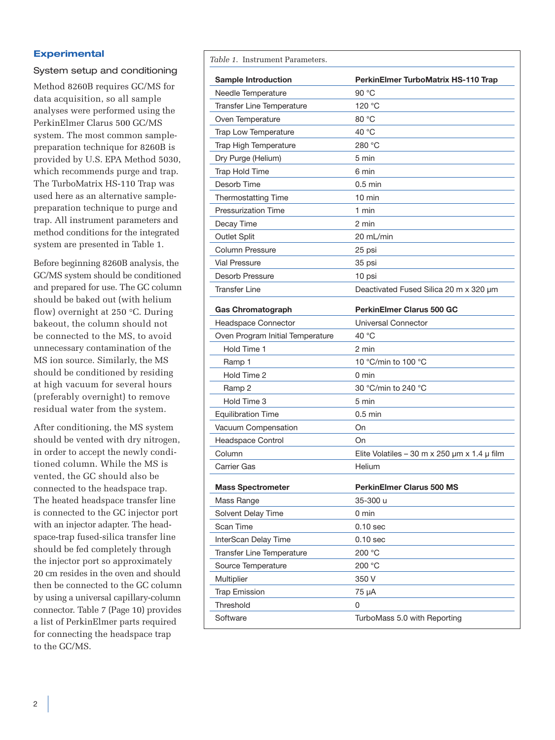## Experimental

### System setup and conditioning

Method 8260B requires GC/MS for data acquisition, so all sample analyses were performed using the PerkinElmer Clarus 500 GC/MS system. The most common sample-preparation technique for 8260B is provided by U.S. EPA Method 5030, which recommends purge and trap. The TurboMatrix HS-110 Trap was used here as an alternative sample-preparation technique to purge and trap. All instrument parameters and method conditions for the integrated system are presented in Table 1.

Before beginning 8260B analysis, the GC/MS system should be conditioned and prepared for use. The GC column should be baked out (with helium flow) overnight at 250 °C. During bakeout, the column should not be connected to the MS, to avoid unnecessary contamination of the MS ion source. Similarly, the MS should be conditioned by residing at high vacuum for several hours (preferably overnight) to remove residual water from the system.

After conditioning, the MS system should be vented with dry nitrogen, in order to accept the newly conditioned column. While the MS is vented, the GC should also be connected to the headspace trap. The heated headspace transfer line is connected to the GC injector port with an injector adapter. The headspace-trap fused-silica transfer line should be fed completely through the injector port so approximately 20 cm resides in the oven and should then be connected to the GC column by using a universal capillary-column connector. Table 7 (Page 10) provides a list of PerkinElmer parts required for connecting the headspace trap to the GC/MS.

*Table 1.* Instrument Parameters.

| **Sample Introduction** | **PerkinElmer TurboMatrix HS-110 Trap** |
|---|---|
| Needle Temperature | 90 °C |
| Transfer Line Temperature | 120 °C |
| Oven Temperature | 80 °C |
| Trap Low Temperature | 40 °C |
| Trap High Temperature | 280 °C |
| Dry Purge (Helium) | 5 min |
| Trap Hold Time | 6 min |
| Desorb Time | 0.5 min |
| Thermostatting Time | 10 min |
| Pressurization Time | 1 min |
| Decay Time | 2 min |
| Outlet Split | 20 mL/min |
| Column Pressure | 25 psi |
| Vial Pressure | 35 psi |
| Desorb Pressure | 10 psi |
| Transfer Line | Deactivated Fused Silica 20 m x 320 µm |
| **Gas Chromatograph** | **PerkinElmer Clarus 500 GC** |
| Headspace Connector | Universal Connector |
| Oven Program Initial Temperature | 40 °C |
| Hold Time 1 | 2 min |
| Ramp 1 | 10 °C/min to 100 °C |
| Hold Time 2 | 0 min |
| Ramp 2 | 30 °C/min to 240 °C |
| Hold Time 3 | 5 min |
| Equilibration Time | 0.5 min |
| Vacuum Compensation | On |
| Headspace Control | On |
| Column | Elite Volatiles – 30 m x 250 µm x 1.4 µ film |
| Carrier Gas | Helium |
| **Mass Spectrometer** | **PerkinElmer Clarus 500 MS** |
| Mass Range | 35-300 u |
| Solvent Delay Time | 0 min |
| Scan Time | 0.10 sec |
| InterScan Delay Time | 0.10 sec |
| Transfer Line Temperature | 200 °C |
| Source Temperature | 200 °C |
| Multiplier | 350 V |
| Trap Emission | 75 µA |
| Threshold | 0 |
| Software | TurboMass 5.0 with Reporting |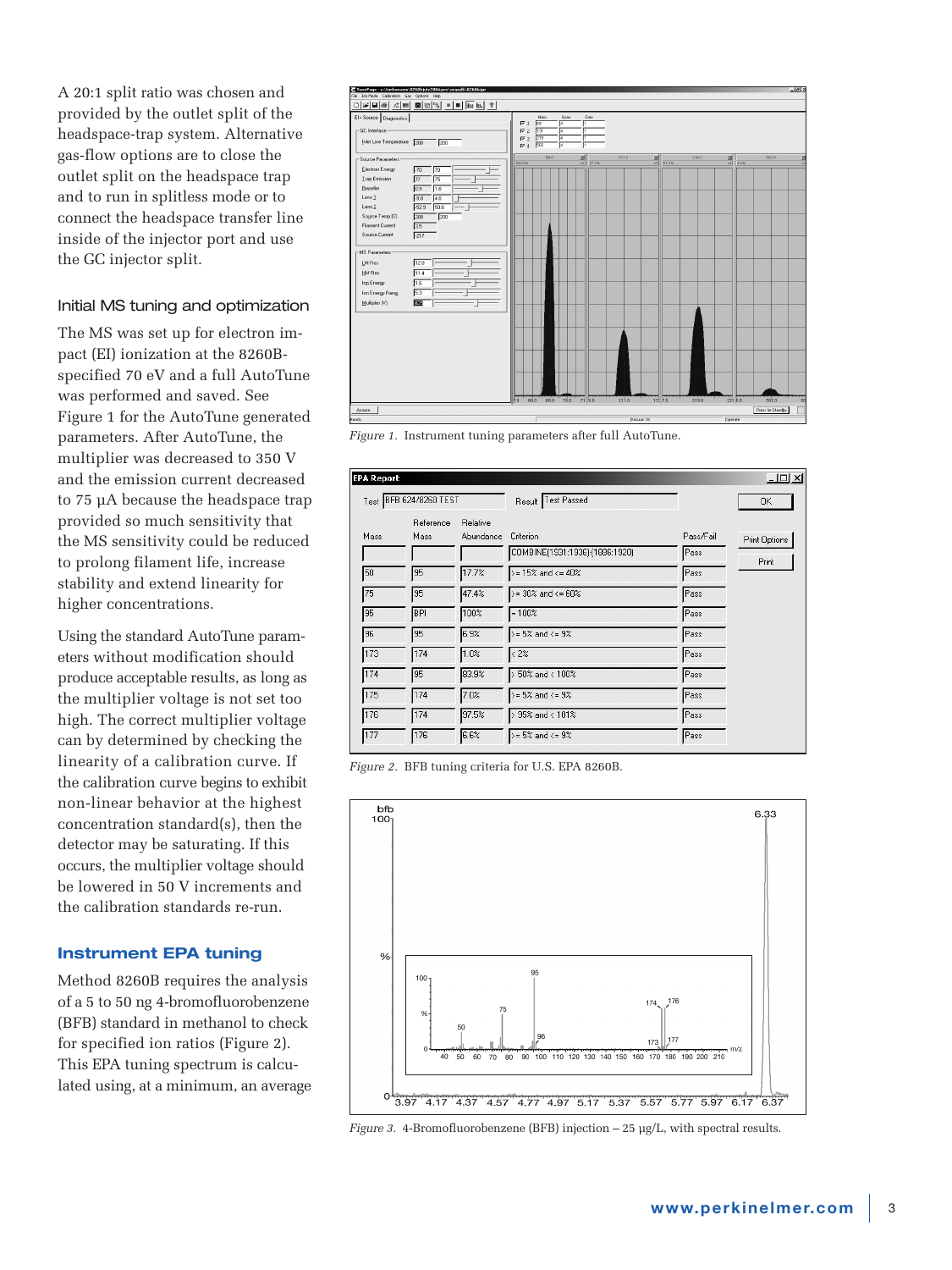A 20:1 split ratio was chosen and provided by the outlet split of the headspace-trap system. Alternative gas-flow options are to close the outlet split on the headspace trap and to run in splitless mode or to connect the headspace transfer line inside of the injector port and use the GC injector split.

### Initial MS tuning and optimization

The MS was set up for electron impact (EI) ionization at the 8260B-specified 70 eV and a full AutoTune was performed and saved. See Figure 1 for the AutoTune generated parameters. After AutoTune, the multiplier was decreased to 350 V and the emission current decreased to 75 µA because the headspace trap provided so much sensitivity that the MS sensitivity could be reduced to prolong filament life, increase stability and extend linearity for higher concentrations.

Using the standard AutoTune parameters without modification should produce acceptable results, as long as the multiplier voltage is not set too high. The correct multiplier voltage can by determined by checking the linearity of a calibration curve. If the calibration curve begins to exhibit non-linear behavior at the highest concentration standard(s), then the detector may be saturating. If this occurs, the multiplier voltage should be lowered in 50 V increments and the calibration standards re-run.

Figure 1. Instrument tuning parameters after full AutoTune.

## Instrument EPA tuning

Method 8260B requires the analysis of a 5 to 50 ng 4-bromofluorobenzene (BFB) standard in methanol to check for specified ion ratios (Figure 2). This EPA tuning spectrum is calculated using, at a minimum, an average

Test: BFB 624/8260 TEST — Result: Test Passed

| Mass | Reference Mass | Relative Abundance | Criterion | Pass/Fail |
|---|---|---|---|---|
| | | | COMBINE(1931:1936)(1886:1920) | Pass |
| 50 | 95 | 17.7% | >= 15% and <= 40% | Pass |
| 75 | 95 | 47.4% | >= 30% and <= 60% | Pass |
| 95 | BPI | 100% | = 100% | Pass |
| 96 | 95 | 6.5% | >= 5% and <= 9% | Pass |
| 173 | 174 | 1.0% | < 2% | Pass |
| 174 | 95 | 83.9% | > 50% and < 100% | Pass |
| 175 | 174 | 7.0% | >= 5% and <= 9% | Pass |
| 176 | 174 | 97.5% | > 95% and < 101% | Pass |
| 177 | 176 | 6.6% | >= 5% and <= 9% | Pass |

Figure 2. BFB tuning criteria for U.S. EPA 8260B.

Figure 3. 4-Bromofluorobenzene (BFB) injection – 25 µg/L, with spectral results.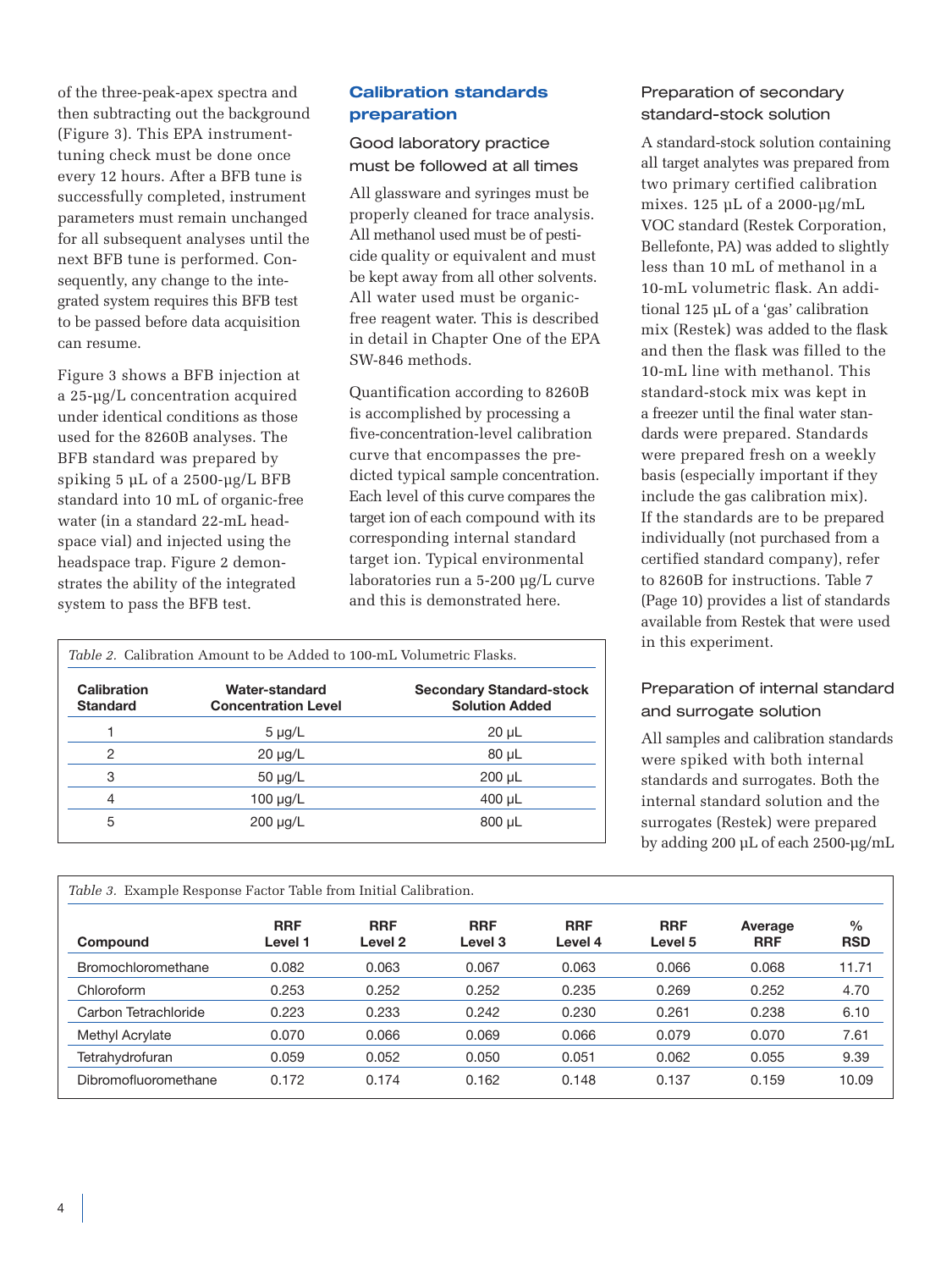of the three-peak-apex spectra and then subtracting out the background (Figure 3). This EPA instrument-tuning check must be done once every 12 hours. After a BFB tune is successfully completed, instrument parameters must remain unchanged for all subsequent analyses until the next BFB tune is performed. Consequently, any change to the integrated system requires this BFB test to be passed before data acquisition can resume.

Figure 3 shows a BFB injection at a 25-µg/L concentration acquired under identical conditions as those used for the 8260B analyses. The BFB standard was prepared by spiking 5 µL of a 2500-µg/L BFB standard into 10 mL of organic-free water (in a standard 22-mL headspace vial) and injected using the headspace trap. Figure 2 demonstrates the ability of the integrated system to pass the BFB test.

## Calibration standards preparation

### Good laboratory practice must be followed at all times

All glassware and syringes must be properly cleaned for trace analysis. All methanol used must be of pesticide quality or equivalent and must be kept away from all other solvents. All water used must be organic-free reagent water. This is described in detail in Chapter One of the EPA SW-846 methods.

Quantification according to 8260B is accomplished by processing a five-concentration-level calibration curve that encompasses the predicted typical sample concentration. Each level of this curve compares the target ion of each compound with its corresponding internal standard target ion. Typical environmental laboratories run a 5-200 µg/L curve and this is demonstrated here.

*Table 2.* Calibration Amount to be Added to 100-mL Volumetric Flasks.

| Calibration Standard | Water-standard Concentration Level | Secondary Standard-stock Solution Added |
|---|---|---|
| 1 | 5 µg/L | 20 µL |
| 2 | 20 µg/L | 80 µL |
| 3 | 50 µg/L | 200 µL |
| 4 | 100 µg/L | 400 µL |
| 5 | 200 µg/L | 800 µL |

### Preparation of secondary standard-stock solution

A standard-stock solution containing all target analytes was prepared from two primary certified calibration mixes. 125 µL of a 2000-µg/mL VOC standard (Restek Corporation, Bellefonte, PA) was added to slightly less than 10 mL of methanol in a 10-mL volumetric flask. An additional 125 µL of a 'gas' calibration mix (Restek) was added to the flask and then the flask was filled to the 10-mL line with methanol. This standard-stock mix was kept in a freezer until the final water standards were prepared. Standards were prepared fresh on a weekly basis (especially important if they include the gas calibration mix). If the standards are to be prepared individually (not purchased from a certified standard company), refer to 8260B for instructions. Table 7 (Page 10) provides a list of standards available from Restek that were used in this experiment.

### Preparation of internal standard and surrogate solution

All samples and calibration standards were spiked with both internal standards and surrogates. Both the internal standard solution and the surrogates (Restek) were prepared by adding 200 µL of each 2500-µg/mL

*Table 3.* Example Response Factor Table from Initial Calibration.

| Compound | RRF Level 1 | RRF Level 2 | RRF Level 3 | RRF Level 4 | RRF Level 5 | Average RRF | % RSD |
|---|---|---|---|---|---|---|---|
| Bromochloromethane | 0.082 | 0.063 | 0.067 | 0.063 | 0.066 | 0.068 | 11.71 |
| Chloroform | 0.253 | 0.252 | 0.252 | 0.235 | 0.269 | 0.252 | 4.70 |
| Carbon Tetrachloride | 0.223 | 0.233 | 0.242 | 0.230 | 0.261 | 0.238 | 6.10 |
| Methyl Acrylate | 0.070 | 0.066 | 0.069 | 0.066 | 0.079 | 0.070 | 7.61 |
| Tetrahydrofuran | 0.059 | 0.052 | 0.050 | 0.051 | 0.062 | 0.055 | 9.39 |
| Dibromofluoromethane | 0.172 | 0.174 | 0.162 | 0.148 | 0.137 | 0.159 | 10.09 |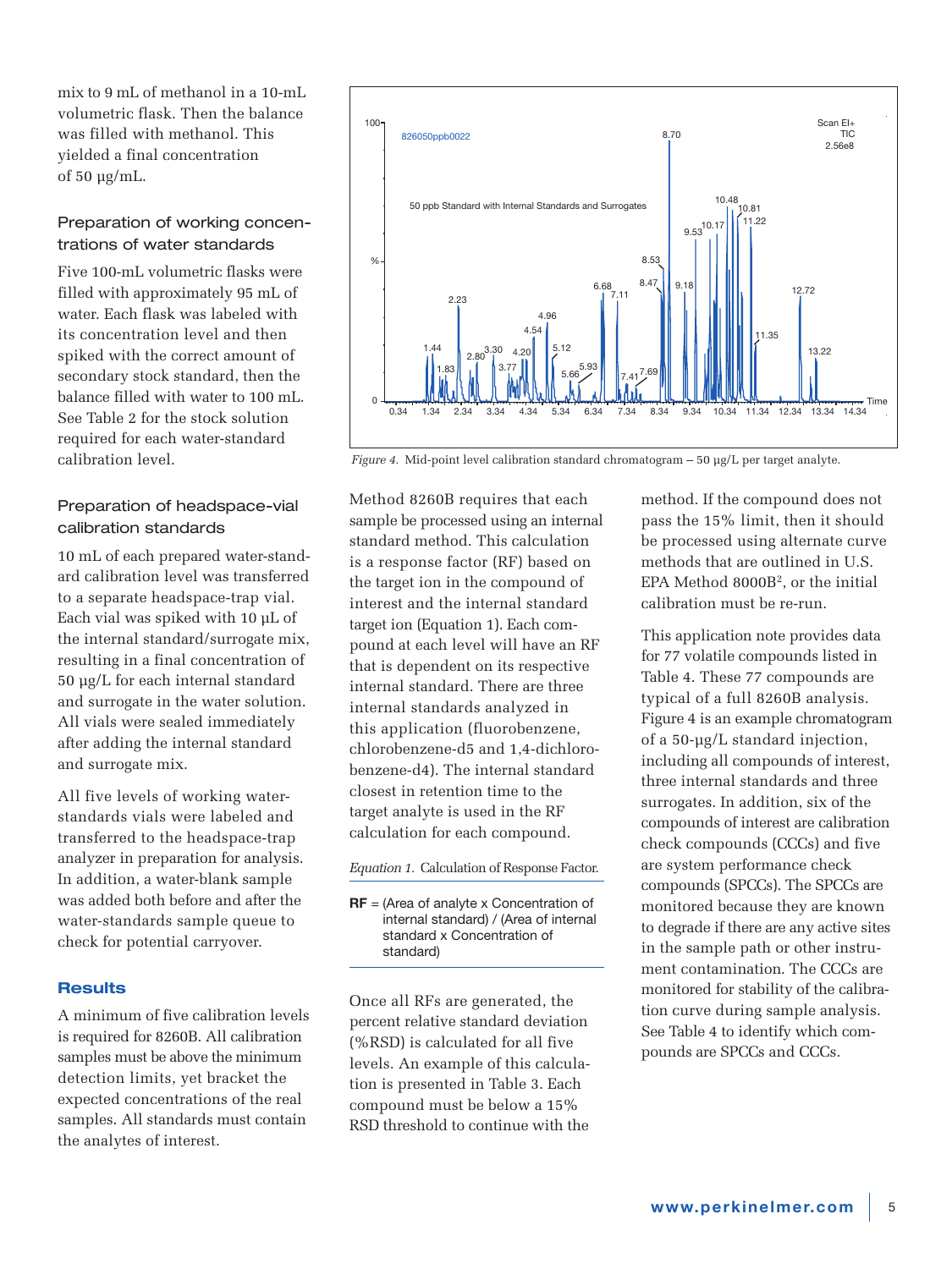mix to 9 mL of methanol in a 10-mL volumetric flask. Then the balance was filled with methanol. This yielded a final concentration of 50 µg/mL.

### Preparation of working concentrations of water standards

Five 100-mL volumetric flasks were filled with approximately 95 mL of water. Each flask was labeled with its concentration level and then spiked with the correct amount of secondary stock standard, then the balance filled with water to 100 mL. See Table 2 for the stock solution required for each water-standard calibration level.

### Preparation of headspace-vial calibration standards

10 mL of each prepared water-standard calibration level was transferred to a separate headspace-trap vial. Each vial was spiked with 10 µL of the internal standard/surrogate mix, resulting in a final concentration of 50 µg/L for each internal standard and surrogate in the water solution. All vials were sealed immediately after adding the internal standard and surrogate mix.

All five levels of working water-standards vials were labeled and transferred to the headspace-trap analyzer in preparation for analysis. In addition, a water-blank sample was added both before and after the water-standards sample queue to check for potential carryover.

## Results

A minimum of five calibration levels is required for 8260B. All calibration samples must be above the minimum detection limits, yet bracket the expected concentrations of the real samples. All standards must contain the analytes of interest.

*Figure 4.* Mid-point level calibration standard chromatogram – 50 µg/L per target analyte.

Method 8260B requires that each sample be processed using an internal standard method. This calculation is a response factor (RF) based on the target ion in the compound of interest and the internal standard target ion (Equation 1). Each compound at each level will have an RF that is dependent on its respective internal standard. There are three internal standards analyzed in this application (fluorobenzene, chlorobenzene-d5 and 1,4-dichlorobenzene-d4). The internal standard closest in retention time to the target analyte is used in the RF calculation for each compound.

*Equation 1.* Calculation of Response Factor.

**RF** = (Area of analyte x Concentration of internal standard) / (Area of internal standard x Concentration of standard)

Once all RFs are generated, the percent relative standard deviation (%RSD) is calculated for all five levels. An example of this calculation is presented in Table 3. Each compound must be below a 15% RSD threshold to continue with the method. If the compound does not pass the 15% limit, then it should be processed using alternate curve methods that are outlined in U.S. EPA Method 8000B[2], or the initial calibration must be re-run.

This application note provides data for 77 volatile compounds listed in Table 4. These 77 compounds are typical of a full 8260B analysis. Figure 4 is an example chromatogram of a 50-µg/L standard injection, including all compounds of interest, three internal standards and three surrogates. In addition, six of the compounds of interest are calibration check compounds (CCCs) and five are system performance check compounds (SPCCs). The SPCCs are monitored because they are known to degrade if there are any active sites in the sample path or other instrument contamination. The CCCs are monitored for stability of the calibration curve during sample analysis. See Table 4 to identify which compounds are SPCCs and CCCs.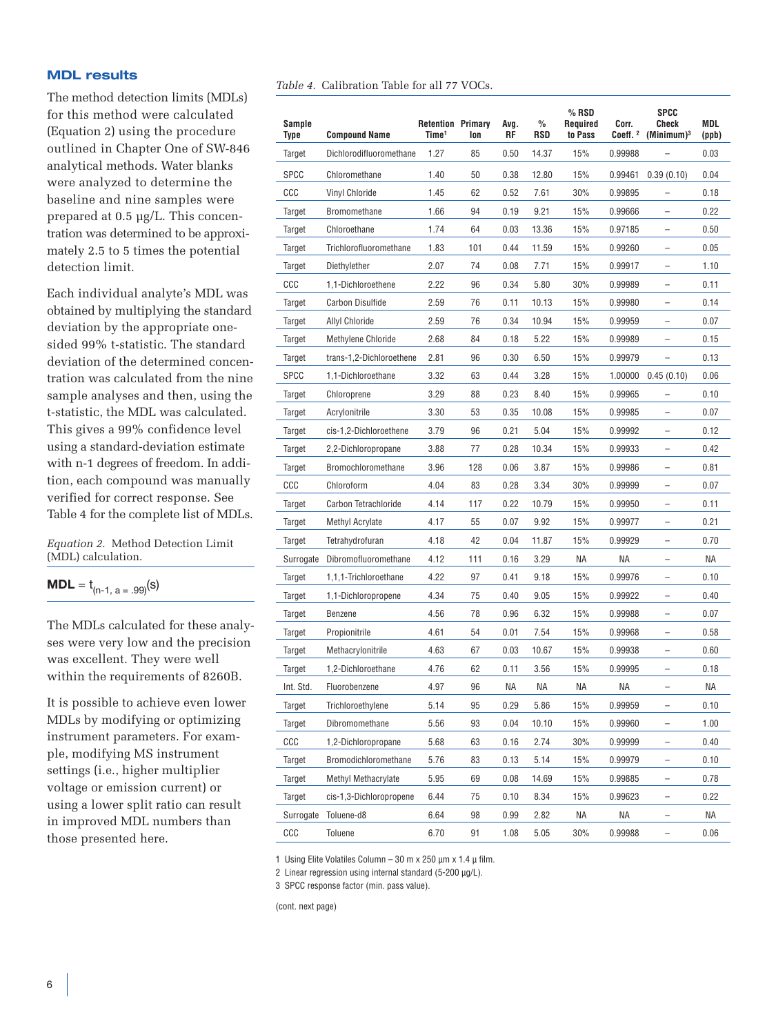## MDL results

The method detection limits (MDLs) for this method were calculated (Equation 2) using the procedure outlined in Chapter One of SW-846 analytical methods. Water blanks were analyzed to determine the baseline and nine samples were prepared at 0.5 µg/L. This concentration was determined to be approximately 2.5 to 5 times the potential detection limit.

Each individual analyte's MDL was obtained by multiplying the standard deviation by the appropriate one-sided 99% t-statistic. The standard deviation of the determined concentration was calculated from the nine sample analyses and then, using the t-statistic, the MDL was calculated. This gives a 99% confidence level using a standard-deviation estimate with n-1 degrees of freedom. In addition, each compound was manually verified for correct response. See Table 4 for the complete list of MDLs.

*Equation 2.* Method Detection Limit (MDL) calculation.

$$\mathbf{MDL} = t_{(n-1,\, a\, =\, .99)}(s)$$

The MDLs calculated for these analyses were very low and the precision was excellent. They were well within the requirements of 8260B.

It is possible to achieve even lower MDLs by modifying or optimizing instrument parameters. For example, modifying MS instrument settings (i.e., higher multiplier voltage or emission current) or using a lower split ratio can result in improved MDL numbers than those presented here.

*Table 4.* Calibration Table for all 77 VOCs.

| Sample Type | Compound Name | Retention Time[1] | Primary Ion | Avg. RF | % RSD | % RSD Required to Pass | Corr. Coeff. [2] | SPCC Check (Minimum)[3] | MDL (ppb) |
|---|---|---|---|---|---|---|---|---|---|
| Target | Dichlorodifluoromethane | 1.27 | 85 | 0.50 | 14.37 | 15% | 0.99988 | – | 0.03 |
| SPCC | Chloromethane | 1.40 | 50 | 0.38 | 12.80 | 15% | 0.99461 | 0.39 (0.10) | 0.04 |
| CCC | Vinyl Chloride | 1.45 | 62 | 0.52 | 7.61 | 30% | 0.99895 | – | 0.18 |
| Target | Bromomethane | 1.66 | 94 | 0.19 | 9.21 | 15% | 0.99666 | – | 0.22 |
| Target | Chloroethane | 1.74 | 64 | 0.03 | 13.36 | 15% | 0.97185 | – | 0.50 |
| Target | Trichlorofluoromethane | 1.83 | 101 | 0.44 | 11.59 | 15% | 0.99260 | – | 0.05 |
| Target | Diethylether | 2.07 | 74 | 0.08 | 7.71 | 15% | 0.99917 | – | 1.10 |
| CCC | 1,1-Dichloroethene | 2.22 | 96 | 0.34 | 5.80 | 30% | 0.99989 | – | 0.11 |
| Target | Carbon Disulfide | 2.59 | 76 | 0.11 | 10.13 | 15% | 0.99980 | – | 0.14 |
| Target | Allyl Chloride | 2.59 | 76 | 0.34 | 10.94 | 15% | 0.99959 | – | 0.07 |
| Target | Methylene Chloride | 2.68 | 84 | 0.18 | 5.22 | 15% | 0.99989 | – | 0.15 |
| Target | trans-1,2-Dichloroethene | 2.81 | 96 | 0.30 | 6.50 | 15% | 0.99979 | – | 0.13 |
| SPCC | 1,1-Dichloroethane | 3.32 | 63 | 0.44 | 3.28 | 15% | 1.00000 | 0.45 (0.10) | 0.06 |
| Target | Chloroprene | 3.29 | 88 | 0.23 | 8.40 | 15% | 0.99965 | – | 0.10 |
| Target | Acrylonitrile | 3.30 | 53 | 0.35 | 10.08 | 15% | 0.99985 | – | 0.07 |
| Target | cis-1,2-Dichloroethene | 3.79 | 96 | 0.21 | 5.04 | 15% | 0.99992 | – | 0.12 |
| Target | 2,2-Dichloropropane | 3.88 | 77 | 0.28 | 10.34 | 15% | 0.99933 | – | 0.42 |
| Target | Bromochloromethane | 3.96 | 128 | 0.06 | 3.87 | 15% | 0.99986 | – | 0.81 |
| CCC | Chloroform | 4.04 | 83 | 0.28 | 3.34 | 30% | 0.99999 | – | 0.07 |
| Target | Carbon Tetrachloride | 4.14 | 117 | 0.22 | 10.79 | 15% | 0.99950 | – | 0.11 |
| Target | Methyl Acrylate | 4.17 | 55 | 0.07 | 9.92 | 15% | 0.99977 | – | 0.21 |
| Target | Tetrahydrofuran | 4.18 | 42 | 0.04 | 11.87 | 15% | 0.99929 | – | 0.70 |
| Surrogate | Dibromofluoromethane | 4.12 | 111 | 0.16 | 3.29 | NA | NA | – | NA |
| Target | 1,1,1-Trichloroethane | 4.22 | 97 | 0.41 | 9.18 | 15% | 0.99976 | – | 0.10 |
| Target | 1,1-Dichloropropene | 4.34 | 75 | 0.40 | 9.05 | 15% | 0.99922 | – | 0.40 |
| Target | Benzene | 4.56 | 78 | 0.96 | 6.32 | 15% | 0.99988 | – | 0.07 |
| Target | Propionitrile | 4.61 | 54 | 0.01 | 7.54 | 15% | 0.99968 | – | 0.58 |
| Target | Methacrylonitrile | 4.63 | 67 | 0.03 | 10.67 | 15% | 0.99938 | – | 0.60 |
| Target | 1,2-Dichloroethane | 4.76 | 62 | 0.11 | 3.56 | 15% | 0.99995 | – | 0.18 |
| Int. Std. | Fluorobenzene | 4.97 | 96 | NA | NA | NA | NA | – | NA |
| Target | Trichloroethylene | 5.14 | 95 | 0.29 | 5.86 | 15% | 0.99959 | – | 0.10 |
| Target | Dibromomethane | 5.56 | 93 | 0.04 | 10.10 | 15% | 0.99960 | – | 1.00 |
| CCC | 1,2-Dichloropropane | 5.68 | 63 | 0.16 | 2.74 | 30% | 0.99999 | – | 0.40 |
| Target | Bromodichloromethane | 5.76 | 83 | 0.13 | 5.14 | 15% | 0.99979 | – | 0.10 |
| Target | Methyl Methacrylate | 5.95 | 69 | 0.08 | 14.69 | 15% | 0.99885 | – | 0.78 |
| Target | cis-1,3-Dichloropropene | 6.44 | 75 | 0.10 | 8.34 | 15% | 0.99623 | – | 0.22 |
| Surrogate | Toluene-d8 | 6.64 | 98 | 0.99 | 2.82 | NA | NA | – | NA |
| CCC | Toluene | 6.70 | 91 | 1.08 | 5.05 | 30% | 0.99988 | – | 0.06 |

1 Using Elite Volatiles Column – 30 m x 250 µm x 1.4 µ film.

2 Linear regression using internal standard (5-200 µg/L).

3 SPCC response factor (min. pass value).

(cont. next page)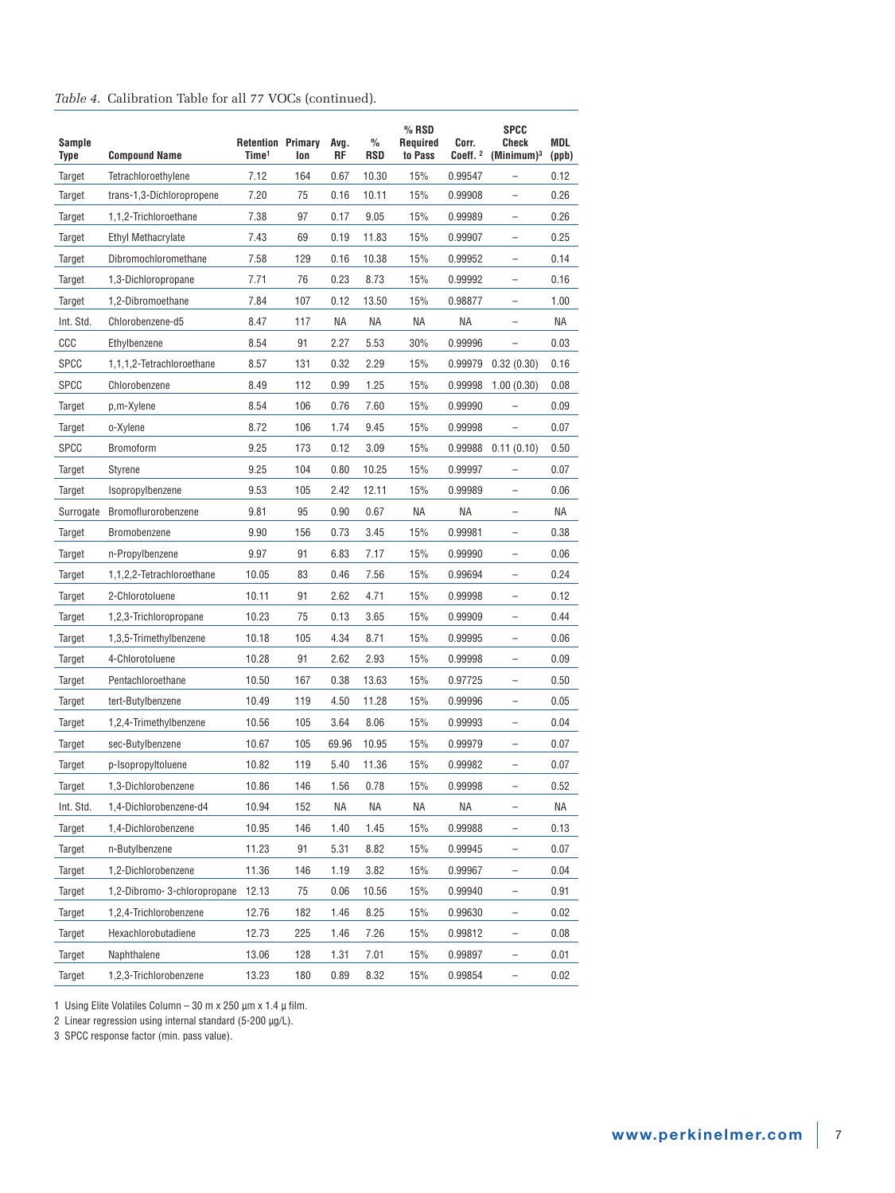*Table 4.* Calibration Table for all 77 VOCs (continued).

| Sample Type | Compound Name | Retention Time[1] | Primary Ion | Avg. RF | % RSD | % RSD Required to Pass | Corr. Coeff. [2] | SPCC Check (Minimum)[3] | MDL (ppb) |
|---|---|---|---|---|---|---|---|---|---|
| Target | Tetrachloroethylene | 7.12 | 164 | 0.67 | 10.30 | 15% | 0.99547 | – | 0.12 |
| Target | trans-1,3-Dichloropropene | 7.20 | 75 | 0.16 | 10.11 | 15% | 0.99908 | – | 0.26 |
| Target | 1,1,2-Trichloroethane | 7.38 | 97 | 0.17 | 9.05 | 15% | 0.99989 | – | 0.26 |
| Target | Ethyl Methacrylate | 7.43 | 69 | 0.19 | 11.83 | 15% | 0.99907 | – | 0.25 |
| Target | Dibromochloromethane | 7.58 | 129 | 0.16 | 10.38 | 15% | 0.99952 | – | 0.14 |
| Target | 1,3-Dichloropropane | 7.71 | 76 | 0.23 | 8.73 | 15% | 0.99992 | – | 0.16 |
| Target | 1,2-Dibromoethane | 7.84 | 107 | 0.12 | 13.50 | 15% | 0.98877 | – | 1.00 |
| Int. Std. | Chlorobenzene-d5 | 8.47 | 117 | NA | NA | NA | NA | – | NA |
| CCC | Ethylbenzene | 8.54 | 91 | 2.27 | 5.53 | 30% | 0.99996 | – | 0.03 |
| SPCC | 1,1,1,2-Tetrachloroethane | 8.57 | 131 | 0.32 | 2.29 | 15% | 0.99979 | 0.32 (0.30) | 0.16 |
| SPCC | Chlorobenzene | 8.49 | 112 | 0.99 | 1.25 | 15% | 0.99998 | 1.00 (0.30) | 0.08 |
| Target | p,m-Xylene | 8.54 | 106 | 0.76 | 7.60 | 15% | 0.99990 | – | 0.09 |
| Target | o-Xylene | 8.72 | 106 | 1.74 | 9.45 | 15% | 0.99998 | – | 0.07 |
| SPCC | Bromoform | 9.25 | 173 | 0.12 | 3.09 | 15% | 0.99988 | 0.11 (0.10) | 0.50 |
| Target | Styrene | 9.25 | 104 | 0.80 | 10.25 | 15% | 0.99997 | – | 0.07 |
| Target | Isopropylbenzene | 9.53 | 105 | 2.42 | 12.11 | 15% | 0.99989 | – | 0.06 |
| Surrogate | Bromoflurorobenzene | 9.81 | 95 | 0.90 | 0.67 | NA | NA | – | NA |
| Target | Bromobenzene | 9.90 | 156 | 0.73 | 3.45 | 15% | 0.99981 | – | 0.38 |
| Target | n-Propylbenzene | 9.97 | 91 | 6.83 | 7.17 | 15% | 0.99990 | – | 0.06 |
| Target | 1,1,2,2-Tetrachloroethane | 10.05 | 83 | 0.46 | 7.56 | 15% | 0.99694 | – | 0.24 |
| Target | 2-Chlorotoluene | 10.11 | 91 | 2.62 | 4.71 | 15% | 0.99998 | – | 0.12 |
| Target | 1,2,3-Trichloropropane | 10.23 | 75 | 0.13 | 3.65 | 15% | 0.99909 | – | 0.44 |
| Target | 1,3,5-Trimethylbenzene | 10.18 | 105 | 4.34 | 8.71 | 15% | 0.99995 | – | 0.06 |
| Target | 4-Chlorotoluene | 10.28 | 91 | 2.62 | 2.93 | 15% | 0.99998 | – | 0.09 |
| Target | Pentachloroethane | 10.50 | 167 | 0.38 | 13.63 | 15% | 0.97725 | – | 0.50 |
| Target | tert-Butylbenzene | 10.49 | 119 | 4.50 | 11.28 | 15% | 0.99996 | – | 0.05 |
| Target | 1,2,4-Trimethylbenzene | 10.56 | 105 | 3.64 | 8.06 | 15% | 0.99993 | – | 0.04 |
| Target | sec-Butylbenzene | 10.67 | 105 | 69.96 | 10.95 | 15% | 0.99979 | – | 0.07 |
| Target | p-Isopropyltoluene | 10.82 | 119 | 5.40 | 11.36 | 15% | 0.99982 | – | 0.07 |
| Target | 1,3-Dichlorobenzene | 10.86 | 146 | 1.56 | 0.78 | 15% | 0.99998 | – | 0.52 |
| Int. Std. | 1,4-Dichlorobenzene-d4 | 10.94 | 152 | NA | NA | NA | NA | – | NA |
| Target | 1,4-Dichlorobenzene | 10.95 | 146 | 1.40 | 1.45 | 15% | 0.99988 | – | 0.13 |
| Target | n-Butylbenzene | 11.23 | 91 | 5.31 | 8.82 | 15% | 0.99945 | – | 0.07 |
| Target | 1,2-Dichlorobenzene | 11.36 | 146 | 1.19 | 3.82 | 15% | 0.99967 | – | 0.04 |
| Target | 1,2-Dibromo- 3-chloropropane | 12.13 | 75 | 0.06 | 10.56 | 15% | 0.99940 | – | 0.91 |
| Target | 1,2,4-Trichlorobenzene | 12.76 | 182 | 1.46 | 8.25 | 15% | 0.99630 | – | 0.02 |
| Target | Hexachlorobutadiene | 12.73 | 225 | 1.46 | 7.26 | 15% | 0.99812 | – | 0.08 |
| Target | Naphthalene | 13.06 | 128 | 1.31 | 7.01 | 15% | 0.99897 | – | 0.01 |
| Target | 1,2,3-Trichlorobenzene | 13.23 | 180 | 0.89 | 8.32 | 15% | 0.99854 | – | 0.02 |

1 Using Elite Volatiles Column – 30 m x 250 µm x 1.4 µ film.

2 Linear regression using internal standard (5-200 µg/L).

3 SPCC response factor (min. pass value).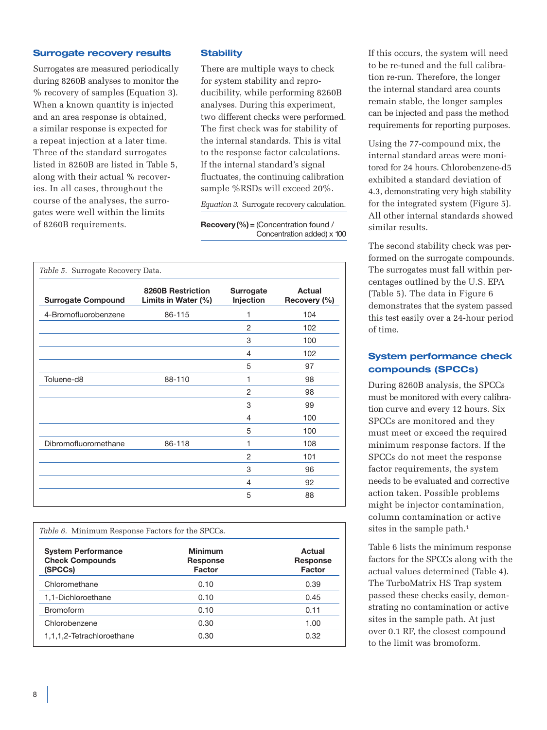## Surrogate recovery results

Surrogates are measured periodically during 8260B analyses to monitor the % recovery of samples (Equation 3). When a known quantity is injected and an area response is obtained, a similar response is expected for a repeat injection at a later time. Three of the standard surrogates listed in 8260B are listed in Table 5, along with their actual % recoveries. In all cases, throughout the course of the analyses, the surrogates were well within the limits of 8260B requirements.

## Stability

There are multiple ways to check for system stability and reproducibility, while performing 8260B analyses. During this experiment, two different checks were performed. The first check was for stability of the internal standards. This is vital to the response factor calculations. If the internal standard's signal fluctuates, the continuing calibration sample %RSDs will exceed 20%.

*Equation 3.* Surrogate recovery calculation.

**Recovery (%)** = (Concentration found / Concentration added) x 100

If this occurs, the system will need to be re-tuned and the full calibration re-run. Therefore, the longer the internal standard area counts remain stable, the longer samples can be injected and pass the method requirements for reporting purposes.

Using the 77-compound mix, the internal standard areas were monitored for 24 hours. Chlorobenzene-d5 exhibited a standard deviation of 4.3, demonstrating very high stability for the integrated system (Figure 5). All other internal standards showed similar results.

The second stability check was performed on the surrogate compounds. The surrogates must fall within percentages outlined by the U.S. EPA (Table 5). The data in Figure 6 demonstrates that the system passed this test easily over a 24-hour period of time.

*Table 5.* Surrogate Recovery Data.

| Surrogate Compound | 8260B Restriction Limits in Water (%) | Surrogate Injection | Actual Recovery (%) |
|---|---|---|---|
| 4-Bromofluorobenzene | 86-115 | 1 | 104 |
| | | 2 | 102 |
| | | 3 | 100 |
| | | 4 | 102 |
| | | 5 | 97 |
| Toluene-d8 | 88-110 | 1 | 98 |
| | | 2 | 98 |
| | | 3 | 99 |
| | | 4 | 100 |
| | | 5 | 100 |
| Dibromofluoromethane | 86-118 | 1 | 108 |
| | | 2 | 101 |
| | | 3 | 96 |
| | | 4 | 92 |
| | | 5 | 88 |

## System performance check compounds (SPCCs)

During 8260B analysis, the SPCCs must be monitored with every calibration curve and every 12 hours. Six SPCCs are monitored and they must meet or exceed the required minimum response factors. If the SPCCs do not meet the response factor requirements, the system needs to be evaluated and corrective action taken. Possible problems might be injector contamination, column contamination or active sites in the sample path.[1]

Table 6 lists the minimum response factors for the SPCCs along with the actual values determined (Table 4). The TurboMatrix HS Trap system passed these checks easily, demonstrating no contamination or active sites in the sample path. At just over 0.1 RF, the closest compound to the limit was bromoform.

*Table 6.* Minimum Response Factors for the SPCCs.

| System Performance Check Compounds (SPCCs) | Minimum Response Factor | Actual Response Factor |
|---|---|---|
| Chloromethane | 0.10 | 0.39 |
| 1,1-Dichloroethane | 0.10 | 0.45 |
| Bromoform | 0.10 | 0.11 |
| Chlorobenzene | 0.30 | 1.00 |
| 1,1,1,2-Tetrachloroethane | 0.30 | 0.32 |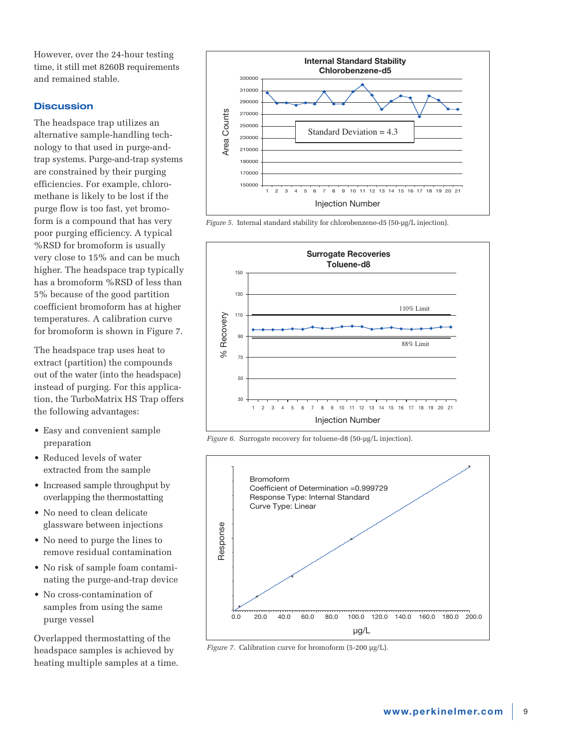However, over the 24-hour testing time, it still met 8260B requirements and remained stable.

## Discussion

The headspace trap utilizes an alternative sample-handling technology to that used in purge-and-trap systems. Purge-and-trap systems are constrained by their purging efficiencies. For example, chloromethane is likely to be lost if the purge flow is too fast, yet bromoform is a compound that has very poor purging efficiency. A typical %RSD for bromoform is usually very close to 15% and can be much higher. The headspace trap typically has a bromoform %RSD of less than 5% because of the good partition coefficient bromoform has at higher temperatures. A calibration curve for bromoform is shown in Figure 7.

The headspace trap uses heat to extract (partition) the compounds out of the water (into the headspace) instead of purging. For this application, the TurboMatrix HS Trap offers the following advantages:

- Easy and convenient sample preparation
- Reduced levels of water extracted from the sample
- Increased sample throughput by overlapping the thermostatting
- No need to clean delicate glassware between injections
- No need to purge the lines to remove residual contamination
- No risk of sample foam contaminating the purge-and-trap device
- No cross-contamination of samples from using the same purge vessel

Overlapped thermostatting of the headspace samples is achieved by heating multiple samples at a time.

*Figure 5.* Internal standard stability for chlorobenzene-d5 (50-µg/L injection).

*Figure 6.* Surrogate recovery for toluene-d8 (50-µg/L injection).

*Figure 7.* Calibration curve for bromoform (5-200 µg/L).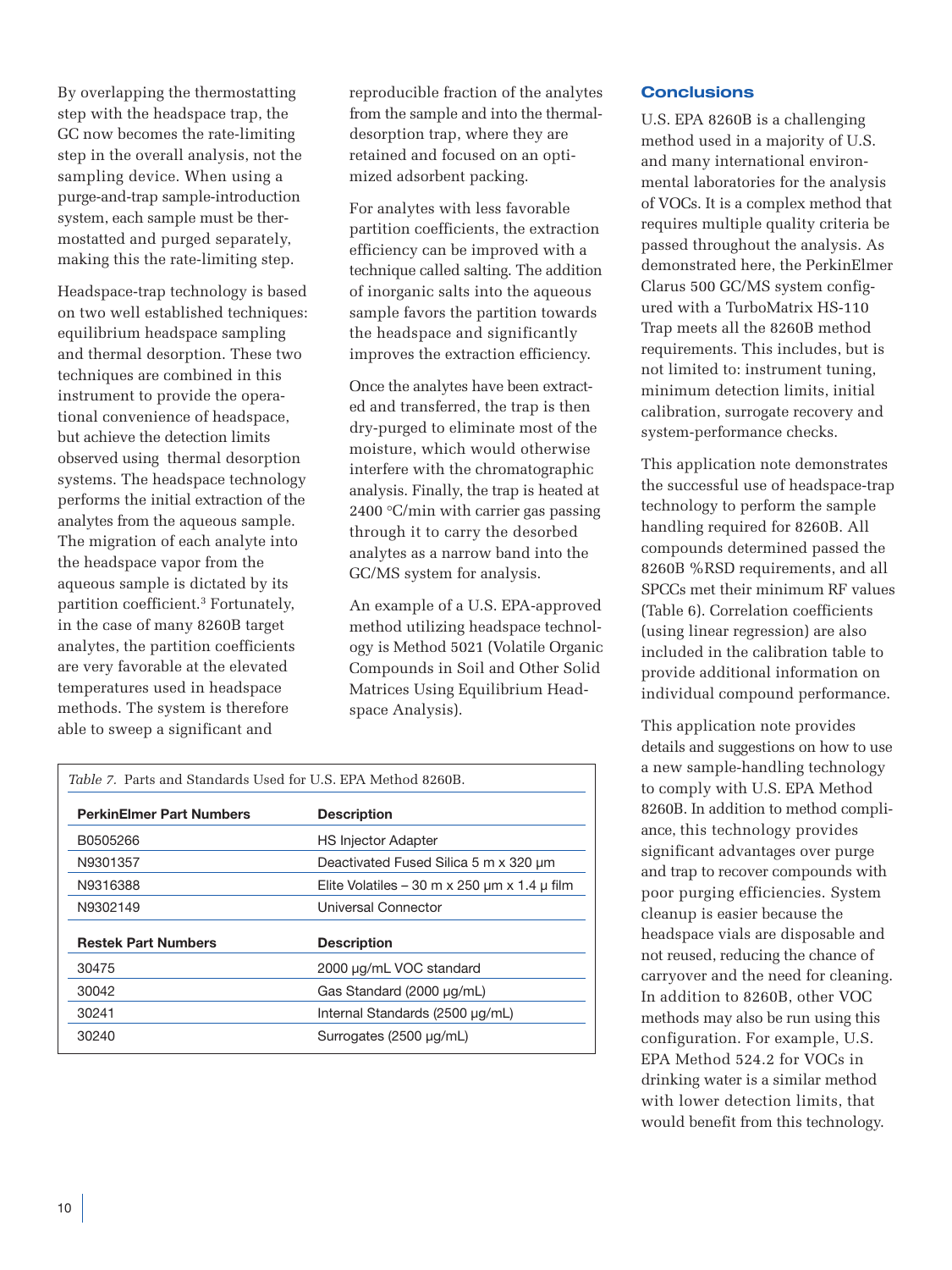By overlapping the thermostatting step with the headspace trap, the GC now becomes the rate-limiting step in the overall analysis, not the sampling device. When using a purge-and-trap sample-introduction system, each sample must be thermostatted and purged separately, making this the rate-limiting step.

Headspace-trap technology is based on two well established techniques: equilibrium headspace sampling and thermal desorption. These two techniques are combined in this instrument to provide the operational convenience of headspace, but achieve the detection limits observed using thermal desorption systems. The headspace technology performs the initial extraction of the analytes from the aqueous sample. The migration of each analyte into the headspace vapor from the aqueous sample is dictated by its partition coefficient.[3] Fortunately, in the case of many 8260B target analytes, the partition coefficients are very favorable at the elevated temperatures used in headspace methods. The system is therefore able to sweep a significant and reproducible fraction of the analytes from the sample and into the thermal-desorption trap, where they are retained and focused on an optimized adsorbent packing.

For analytes with less favorable partition coefficients, the extraction efficiency can be improved with a technique called salting. The addition of inorganic salts into the aqueous sample favors the partition towards the headspace and significantly improves the extraction efficiency.

Once the analytes have been extracted and transferred, the trap is then dry-purged to eliminate most of the moisture, which would otherwise interfere with the chromatographic analysis. Finally, the trap is heated at 2400 °C/min with carrier gas passing through it to carry the desorbed analytes as a narrow band into the GC/MS system for analysis.

An example of a U.S. EPA-approved method utilizing headspace technology is Method 5021 (Volatile Organic Compounds in Soil and Other Solid Matrices Using Equilibrium Headspace Analysis).

*Table 7.* Parts and Standards Used for U.S. EPA Method 8260B.

| **PerkinElmer Part Numbers** | **Description** |
|---|---|
| B0505266 | HS Injector Adapter |
| N9301357 | Deactivated Fused Silica 5 m x 320 µm |
| N9316388 | Elite Volatiles – 30 m x 250 µm x 1.4 µ film |
| N9302149 | Universal Connector |
| **Restek Part Numbers** | **Description** |
| 30475 | 2000 µg/mL VOC standard |
| 30042 | Gas Standard (2000 µg/mL) |
| 30241 | Internal Standards (2500 µg/mL) |
| 30240 | Surrogates (2500 µg/mL) |

## Conclusions

U.S. EPA 8260B is a challenging method used in a majority of U.S. and many international environmental laboratories for the analysis of VOCs. It is a complex method that requires multiple quality criteria be passed throughout the analysis. As demonstrated here, the PerkinElmer Clarus 500 GC/MS system configured with a TurboMatrix HS-110 Trap meets all the 8260B method requirements. This includes, but is not limited to: instrument tuning, minimum detection limits, initial calibration, surrogate recovery and system-performance checks.

This application note demonstrates the successful use of headspace-trap technology to perform the sample handling required for 8260B. All compounds determined passed the 8260B %RSD requirements, and all SPCCs met their minimum RF values (Table 6). Correlation coefficients (using linear regression) are also included in the calibration table to provide additional information on individual compound performance.

This application note provides details and suggestions on how to use a new sample-handling technology to comply with U.S. EPA Method 8260B. In addition to method compliance, this technology provides significant advantages over purge and trap to recover compounds with poor purging efficiencies. System cleanup is easier because the headspace vials are disposable and not reused, reducing the chance of carryover and the need for cleaning. In addition to 8260B, other VOC methods may also be run using this configuration. For example, U.S. EPA Method 524.2 for VOCs in drinking water is a similar method with lower detection limits, that would benefit from this technology.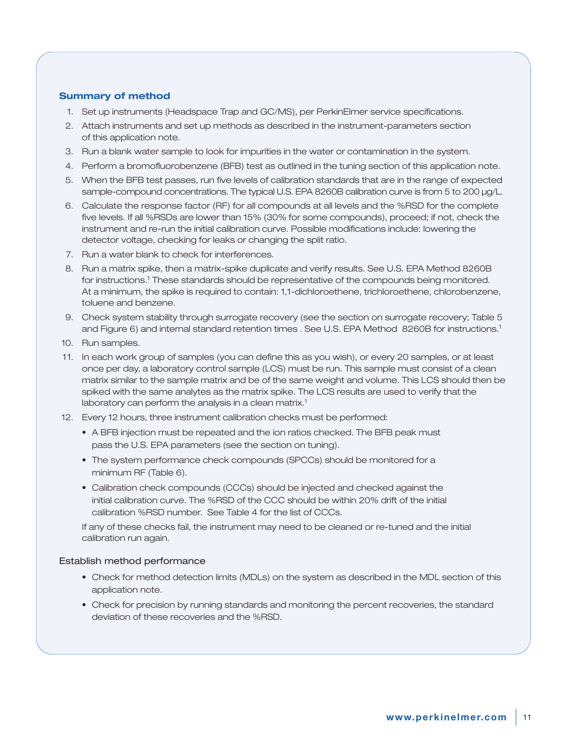## Summary of method

1. Set up instruments (Headspace Trap and GC/MS), per PerkinElmer service specifications.
2. Attach instruments and set up methods as described in the instrument-parameters section of this application note.
3. Run a blank water sample to look for impurities in the water or contamination in the system.
4. Perform a bromofluorobenzene (BFB) test as outlined in the tuning section of this application note.
5. When the BFB test passes, run five levels of calibration standards that are in the range of expected sample-compound concentrations. The typical U.S. EPA 8260B calibration curve is from 5 to 200 µg/L.
6. Calculate the response factor (RF) for all compounds at all levels and the %RSD for the complete five levels. If all %RSDs are lower than 15% (30% for some compounds), proceed; if not, check the instrument and re-run the initial calibration curve. Possible modifications include: lowering the detector voltage, checking for leaks or changing the split ratio.
7. Run a water blank to check for interferences.
8. Run a matrix spike, then a matrix-spike duplicate and verify results. See U.S. EPA Method 8260B for instructions.[1] These standards should be representative of the compounds being monitored. At a minimum, the spike is required to contain: 1,1-dichloroethene, trichloroethene, chlorobenzene, toluene and benzene.
9. Check system stability through surrogate recovery (see the section on surrogate recovery; Table 5 and Figure 6) and internal standard retention times . See U.S. EPA Method 8260B for instructions.[1]
10. Run samples.
11. In each work group of samples (you can define this as you wish), or every 20 samples, or at least once per day, a laboratory control sample (LCS) must be run. This sample must consist of a clean matrix similar to the sample matrix and be of the same weight and volume. This LCS should then be spiked with the same analytes as the matrix spike. The LCS results are used to verify that the laboratory can perform the analysis in a clean matrix.[1]
12. Every 12 hours, three instrument calibration checks must be performed:
    - A BFB injection must be repeated and the ion ratios checked. The BFB peak must pass the U.S. EPA parameters (see the section on tuning).
    - The system performance check compounds (SPCCs) should be monitored for a minimum RF (Table 6).
    - Calibration check compounds (CCCs) should be injected and checked against the initial calibration curve. The %RSD of the CCC should be within 20% drift of the initial calibration %RSD number. See Table 4 for the list of CCCs.

    If any of these checks fail, the instrument may need to be cleaned or re-tuned and the initial calibration run again.

### Establish method performance

- Check for method detection limits (MDLs) on the system as described in the MDL section of this application note.
- Check for precision by running standards and monitoring the percent recoveries, the standard deviation of these recoveries and the %RSD.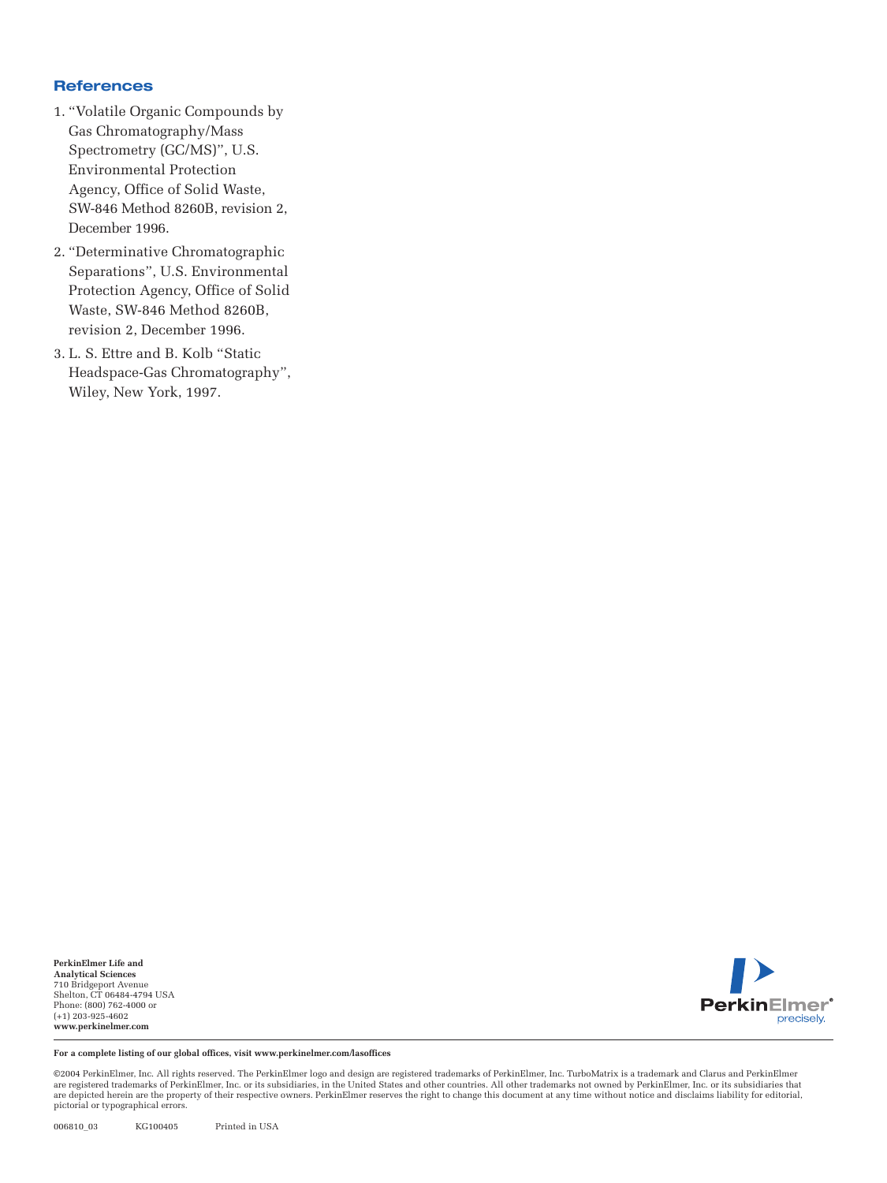## References

1. "Volatile Organic Compounds by Gas Chromatography/Mass Spectrometry (GC/MS)", U.S. Environmental Protection Agency, Office of Solid Waste, SW-846 Method 8260B, revision 2, December 1996.
2. "Determinative Chromatographic Separations", U.S. Environmental Protection Agency, Office of Solid Waste, SW-846 Method 8260B, revision 2, December 1996.
3. L. S. Ettre and B. Kolb "Static Headspace-Gas Chromatography", Wiley, New York, 1997.

**PerkinElmer Life and Analytical Sciences**
710 Bridgeport Avenue
Shelton, CT 06484-4794 USA
Phone: (800) 762-4000 or
(+1) 203-925-4602
**www.perkinelmer.com**

PerkinElmer®
precisely.

**For a complete listing of our global offices, visit www.perkinelmer.com/lasoffices**

©2004 PerkinElmer, Inc. All rights reserved. The PerkinElmer logo and design are registered trademarks of PerkinElmer, Inc. TurboMatrix is a trademark and Clarus and PerkinElmer are registered trademarks of PerkinElmer, Inc. or its subsidiaries, in the United States and other countries. All other trademarks not owned by PerkinElmer, Inc. or its subsidiaries that are depicted herein are the property of their respective owners. PerkinElmer reserves the right to change this document at any time without notice and disclaims liability for editorial, pictorial or typographical errors.

006810_03 KG100405 Printed in USA